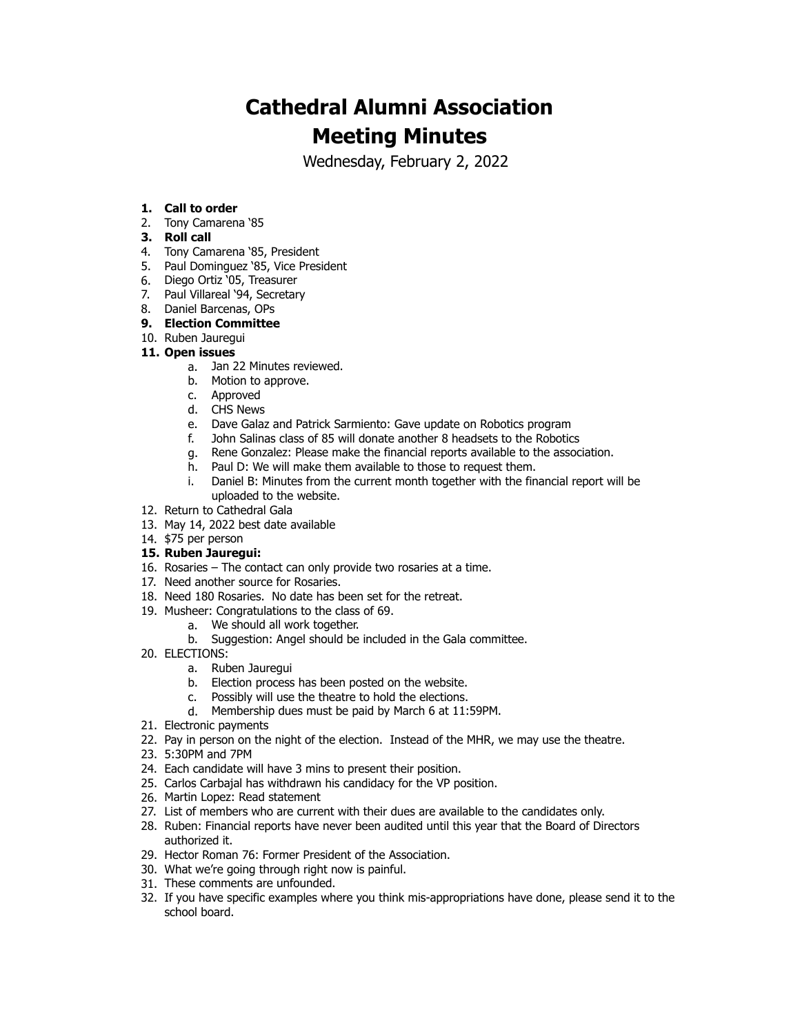# Cathedral Alumni Association
# Meeting Minutes

Wednesday, February 2, 2022

1. **Call to order**
2. Tony Camarena '85
3. **Roll call**
4. Tony Camarena '85, President
5. Paul Dominguez '85, Vice President
6. Diego Ortiz '05, Treasurer
7. Paul Villareal '94, Secretary
8. Daniel Barcenas, OPs
9. **Election Committee**
10. Ruben Jauregui
11. **Open issues**
    a. Jan 22 Minutes reviewed.
    b. Motion to approve.
    c. Approved
    d. CHS News
    e. Dave Galaz and Patrick Sarmiento: Gave update on Robotics program
    f. John Salinas class of 85 will donate another 8 headsets to the Robotics
    g. Rene Gonzalez: Please make the financial reports available to the association.
    h. Paul D: We will make them available to those to request them.
    i. Daniel B: Minutes from the current month together with the financial report will be uploaded to the website.
12. Return to Cathedral Gala
13. May 14, 2022 best date available
14. $75 per person
15. **Ruben Jauregui:**
16. Rosaries – The contact can only provide two rosaries at a time.
17. Need another source for Rosaries.
18. Need 180 Rosaries. No date has been set for the retreat.
19. Musheer: Congratulations to the class of 69.
    a. We should all work together.
    b. Suggestion: Angel should be included in the Gala committee.
20. ELECTIONS:
    a. Ruben Jauregui
    b. Election process has been posted on the website.
    c. Possibly will use the theatre to hold the elections.
    d. Membership dues must be paid by March 6 at 11:59PM.
21. Electronic payments
22. Pay in person on the night of the election. Instead of the MHR, we may use the theatre.
23. 5:30PM and 7PM
24. Each candidate will have 3 mins to present their position.
25. Carlos Carbajal has withdrawn his candidacy for the VP position.
26. Martin Lopez: Read statement
27. List of members who are current with their dues are available to the candidates only.
28. Ruben: Financial reports have never been audited until this year that the Board of Directors authorized it.
29. Hector Roman 76: Former President of the Association.
30. What we're going through right now is painful.
31. These comments are unfounded.
32. If you have specific examples where you think mis-appropriations have done, please send it to the school board.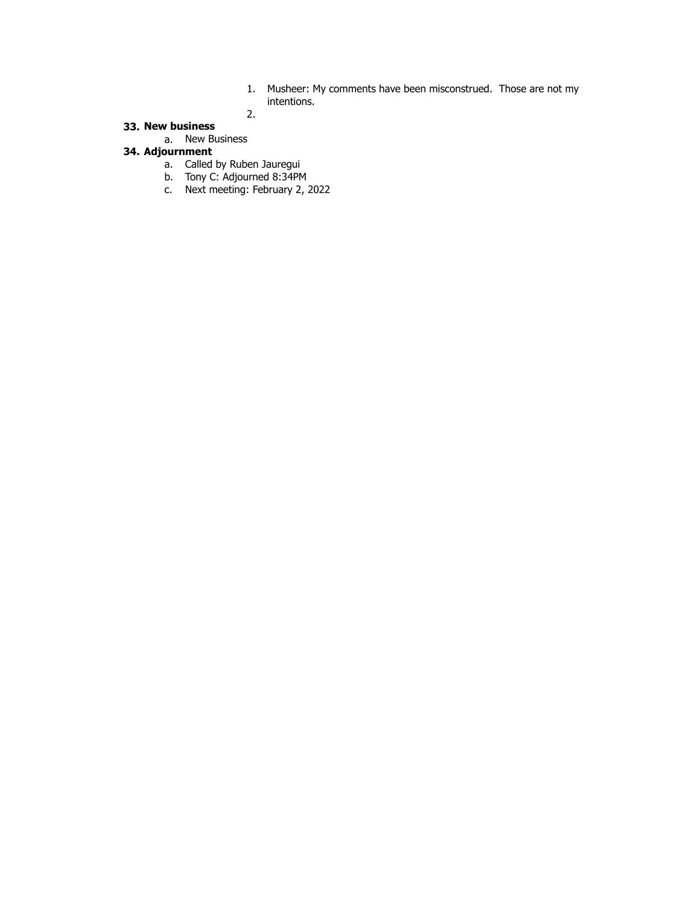1. Musheer: My comments have been misconstrued. Those are not my intentions.
2. 

**33. New business**

   a. New Business

**34. Adjournment**

   a. Called by Ruben Jauregui
   b. Tony C: Adjourned 8:34PM
   c. Next meeting: February 2, 2022